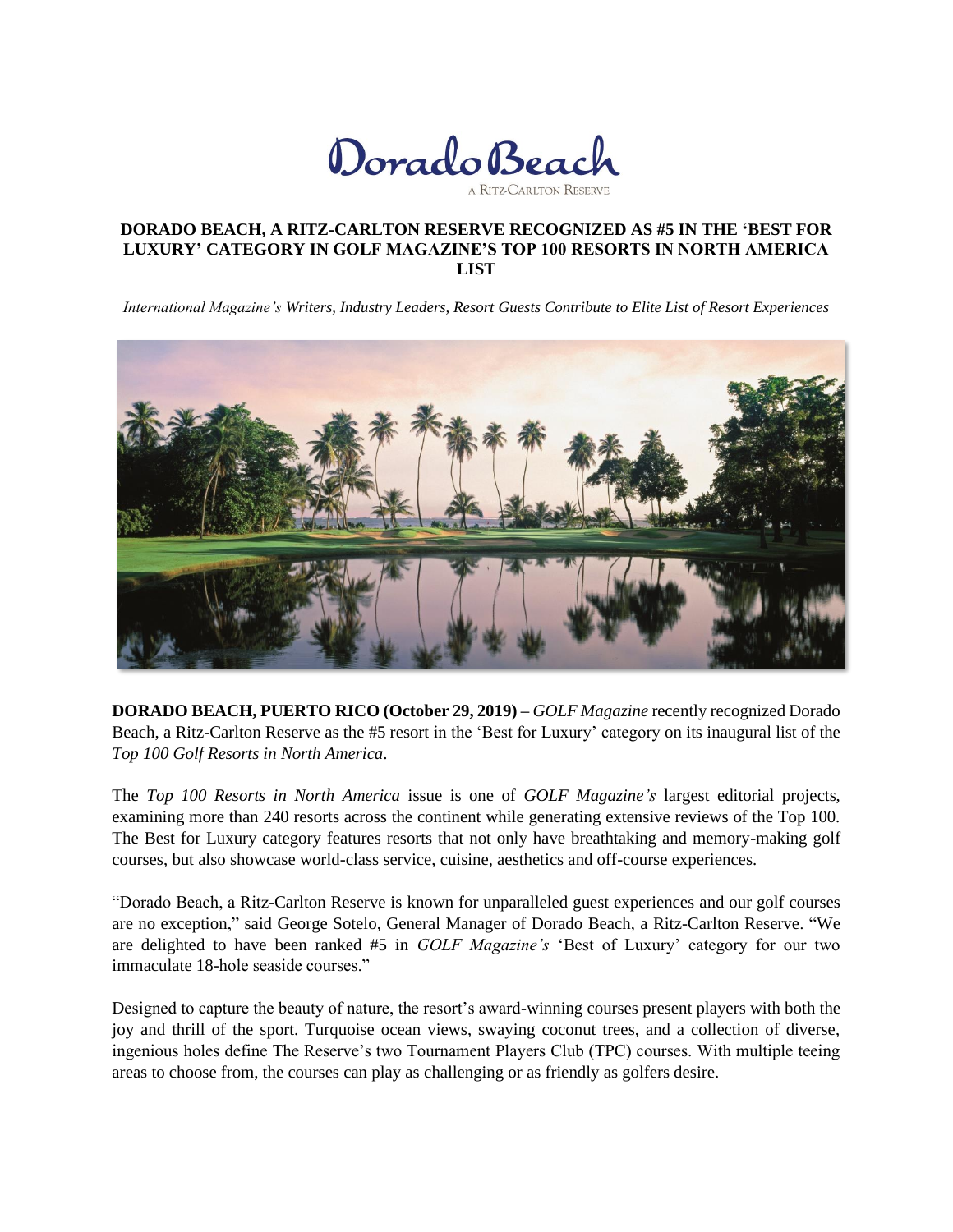Dorado Beach

A RITZ-CARLTON RESERVE

# DORADO BEACH, A RITZ-CARLTON RESERVE RECOGNIZED AS #5 IN THE 'BEST FOR LUXURY' CATEGORY IN GOLF MAGAZINE'S TOP 100 RESORTS IN NORTH AMERICA LIST

*International Magazine's Writers, Industry Leaders, Resort Guests Contribute to Elite List of Resort Experiences*

**DORADO BEACH, PUERTO RICO (October 29, 2019) –** *GOLF Magazine* recently recognized Dorado Beach, a Ritz-Carlton Reserve as the #5 resort in the 'Best for Luxury' category on its inaugural list of the *Top 100 Golf Resorts in North America*.

The *Top 100 Resorts in North America* issue is one of *GOLF Magazine's* largest editorial projects, examining more than 240 resorts across the continent while generating extensive reviews of the Top 100. The Best for Luxury category features resorts that not only have breathtaking and memory-making golf courses, but also showcase world-class service, cuisine, aesthetics and off-course experiences.

"Dorado Beach, a Ritz-Carlton Reserve is known for unparalleled guest experiences and our golf courses are no exception," said George Sotelo, General Manager of Dorado Beach, a Ritz-Carlton Reserve. "We are delighted to have been ranked #5 in *GOLF Magazine's* 'Best of Luxury' category for our two immaculate 18-hole seaside courses."

Designed to capture the beauty of nature, the resort's award-winning courses present players with both the joy and thrill of the sport. Turquoise ocean views, swaying coconut trees, and a collection of diverse, ingenious holes define The Reserve's two Tournament Players Club (TPC) courses. With multiple teeing areas to choose from, the courses can play as challenging or as friendly as golfers desire.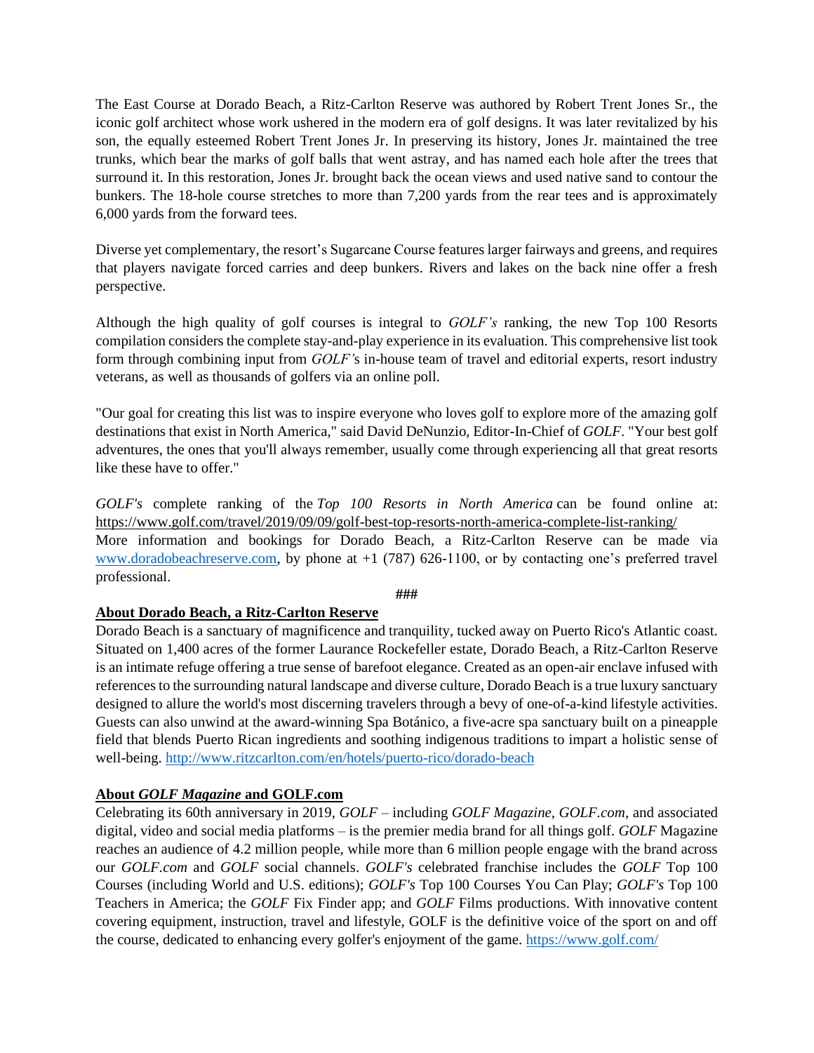The East Course at Dorado Beach, a Ritz-Carlton Reserve was authored by Robert Trent Jones Sr., the iconic golf architect whose work ushered in the modern era of golf designs. It was later revitalized by his son, the equally esteemed Robert Trent Jones Jr. In preserving its history, Jones Jr. maintained the tree trunks, which bear the marks of golf balls that went astray, and has named each hole after the trees that surround it. In this restoration, Jones Jr. brought back the ocean views and used native sand to contour the bunkers. The 18-hole course stretches to more than 7,200 yards from the rear tees and is approximately 6,000 yards from the forward tees.

Diverse yet complementary, the resort's Sugarcane Course features larger fairways and greens, and requires that players navigate forced carries and deep bunkers. Rivers and lakes on the back nine offer a fresh perspective.

Although the high quality of golf courses is integral to *GOLF's* ranking, the new Top 100 Resorts compilation considers the complete stay-and-play experience in its evaluation. This comprehensive list took form through combining input from *GOLF's* in-house team of travel and editorial experts, resort industry veterans, as well as thousands of golfers via an online poll.

"Our goal for creating this list was to inspire everyone who loves golf to explore more of the amazing golf destinations that exist in North America," said David DeNunzio, Editor-In-Chief of *GOLF*. "Your best golf adventures, the ones that you'll always remember, usually come through experiencing all that great resorts like these have to offer."

*GOLF's* complete ranking of the *Top 100 Resorts in North America* can be found online at: https://www.golf.com/travel/2019/09/09/golf-best-top-resorts-north-america-complete-list-ranking/
More information and bookings for Dorado Beach, a Ritz-Carlton Reserve can be made via www.doradobeachreserve.com, by phone at +1 (787) 626-1100, or by contacting one's preferred travel professional.

###

**About Dorado Beach, a Ritz-Carlton Reserve**

Dorado Beach is a sanctuary of magnificence and tranquility, tucked away on Puerto Rico's Atlantic coast. Situated on 1,400 acres of the former Laurance Rockefeller estate, Dorado Beach, a Ritz-Carlton Reserve is an intimate refuge offering a true sense of barefoot elegance. Created as an open-air enclave infused with references to the surrounding natural landscape and diverse culture, Dorado Beach is a true luxury sanctuary designed to allure the world's most discerning travelers through a bevy of one-of-a-kind lifestyle activities. Guests can also unwind at the award-winning Spa Botánico, a five-acre spa sanctuary built on a pineapple field that blends Puerto Rican ingredients and soothing indigenous traditions to impart a holistic sense of well-being. http://www.ritzcarlton.com/en/hotels/puerto-rico/dorado-beach

**About *GOLF Magazine* and GOLF.com**

Celebrating its 60th anniversary in 2019, *GOLF* – including *GOLF Magazine*, *GOLF.com*, and associated digital, video and social media platforms – is the premier media brand for all things golf. *GOLF* Magazine reaches an audience of 4.2 million people, while more than 6 million people engage with the brand across our *GOLF.com* and *GOLF* social channels. *GOLF's* celebrated franchise includes the *GOLF* Top 100 Courses (including World and U.S. editions); *GOLF's* Top 100 Courses You Can Play; *GOLF's* Top 100 Teachers in America; the *GOLF* Fix Finder app; and *GOLF* Films productions. With innovative content covering equipment, instruction, travel and lifestyle, GOLF is the definitive voice of the sport on and off the course, dedicated to enhancing every golfer's enjoyment of the game. https://www.golf.com/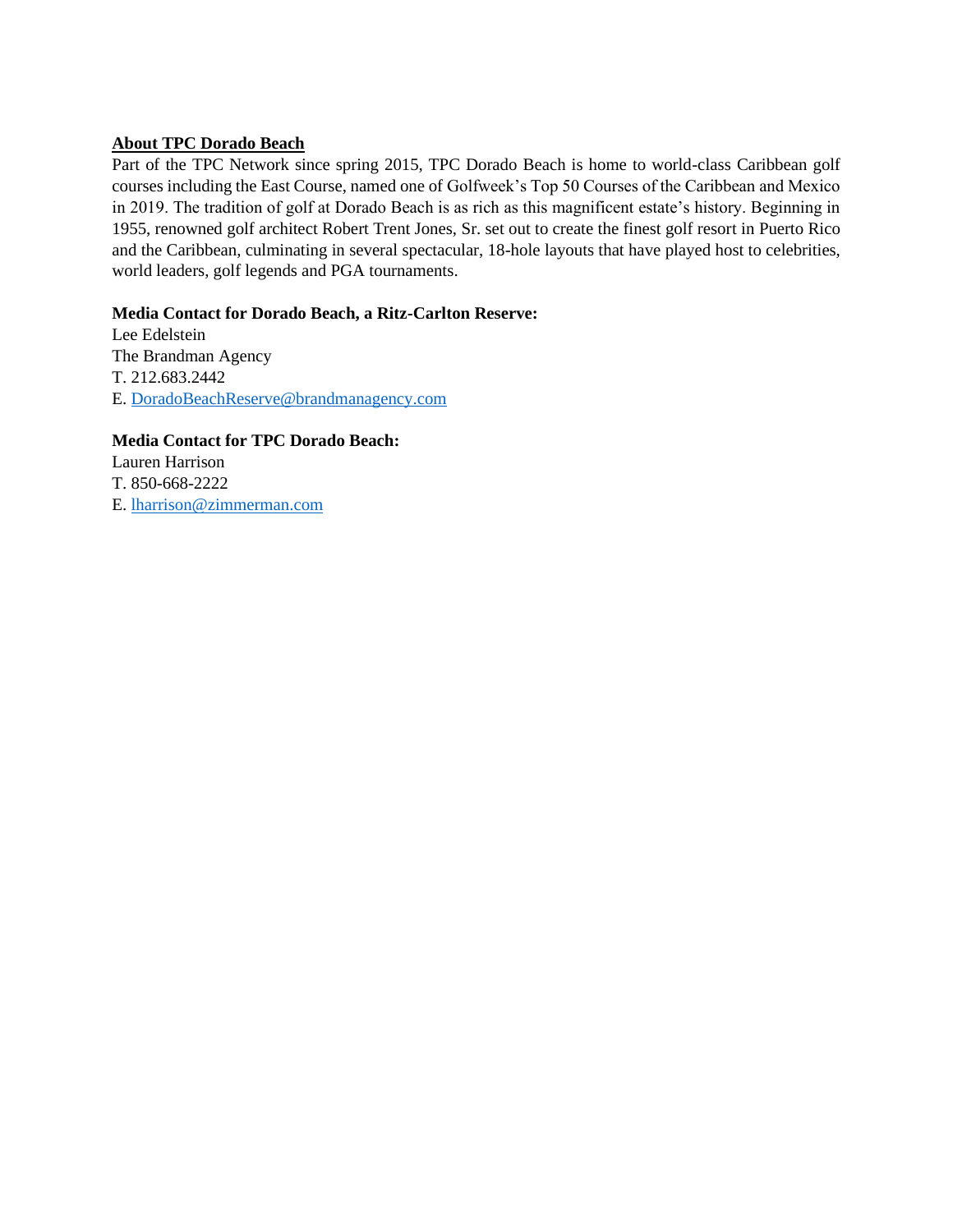**About TPC Dorado Beach**

Part of the TPC Network since spring 2015, TPC Dorado Beach is home to world-class Caribbean golf courses including the East Course, named one of Golfweek's Top 50 Courses of the Caribbean and Mexico in 2019. The tradition of golf at Dorado Beach is as rich as this magnificent estate's history. Beginning in 1955, renowned golf architect Robert Trent Jones, Sr. set out to create the finest golf resort in Puerto Rico and the Caribbean, culminating in several spectacular, 18-hole layouts that have played host to celebrities, world leaders, golf legends and PGA tournaments.

**Media Contact for Dorado Beach, a Ritz-Carlton Reserve:**

Lee Edelstein
The Brandman Agency
T. 212.683.2442
E. DoradoBeachReserve@brandmanagency.com

**Media Contact for TPC Dorado Beach:**

Lauren Harrison
T. 850-668-2222
E. lharrison@zimmerman.com